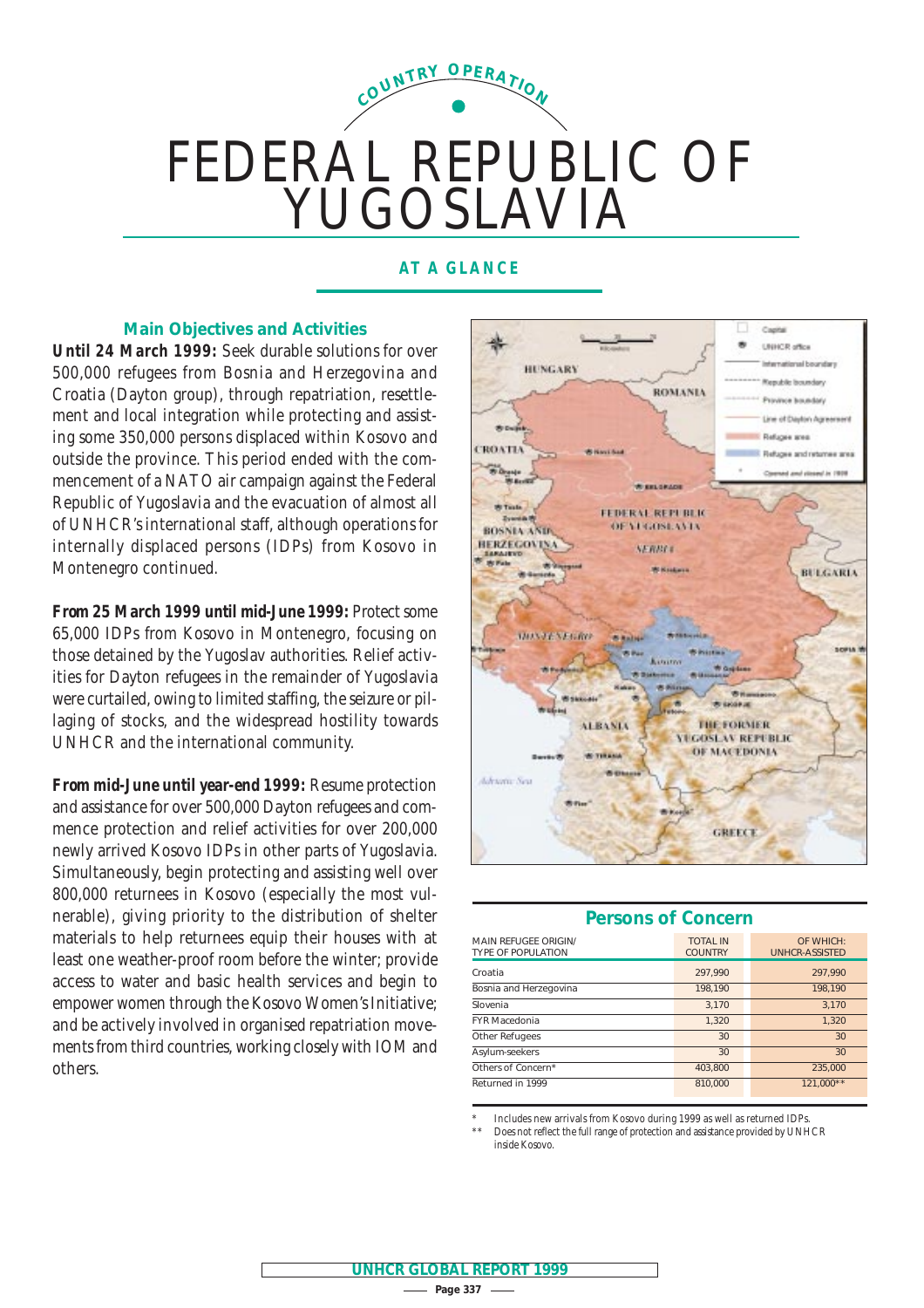# COUNTRY OPERATION

# FEDERAL REPUBLIC OF YUGOSLAVIA

## AT A GLANCE

### Main Objectives and Activities

**Until 24 March 1999:** Seek durable solutions for over 500,000 refugees from Bosnia and Herzegovina and Croatia (Dayton group), through repatriation, resettlement and local integration while protecting and assisting some 350,000 persons displaced within Kosovo and outside the province. This period ended with the commencement of a NATO air campaign against the Federal Republic of Yugoslavia and the evacuation of almost all of UNHCR's international staff, although operations for internally displaced persons (IDPs) from Kosovo in Montenegro continued.

**From 25 March 1999 until mid-June 1999:** Protect some 65,000 IDPs from Kosovo in Montenegro, focusing on those detained by the Yugoslav authorities. Relief activities for Dayton refugees in the remainder of Yugoslavia were curtailed, owing to limited staffing, the seizure or pillaging of stocks, and the widespread hostility towards UNHCR and the international community.

**From mid-June until year-end 1999:** Resume protection and assistance for over 500,000 Dayton refugees and commence protection and relief activities for over 200,000 newly arrived Kosovo IDPs in other parts of Yugoslavia. Simultaneously, begin protecting and assisting well over 800,000 returnees in Kosovo (especially the most vulnerable), giving priority to the distribution of shelter materials to help returnees equip their houses with at least one weather-proof room before the winter; provide access to water and basic health services and begin to empower women through the Kosovo Women's Initiative; and be actively involved in organised repatriation movements from third countries, working closely with IOM and others.

### Persons of Concern

| MAIN REFUGEE ORIGIN/ TYPE OF POPULATION | TOTAL IN COUNTRY | OF WHICH: UNHCR-ASSISTED |
|---|---|---|
| Croatia | 297,990 | 297,990 |
| Bosnia and Herzegovina | 198,190 | 198,190 |
| Slovenia | 3,170 | 3,170 |
| FYR Macedonia | 1,320 | 1,320 |
| Other Refugees | 30 | 30 |
| Asylum-seekers | 30 | 30 |
| Others of Concern* | 403,800 | 235,000 |
| Returned in 1999 | 810,000 | 121,000** |

\* Includes new arrivals from Kosovo during 1999 as well as returned IDPs.

\*\* Does not reflect the full range of protection and assistance provided by UNHCR inside Kosovo.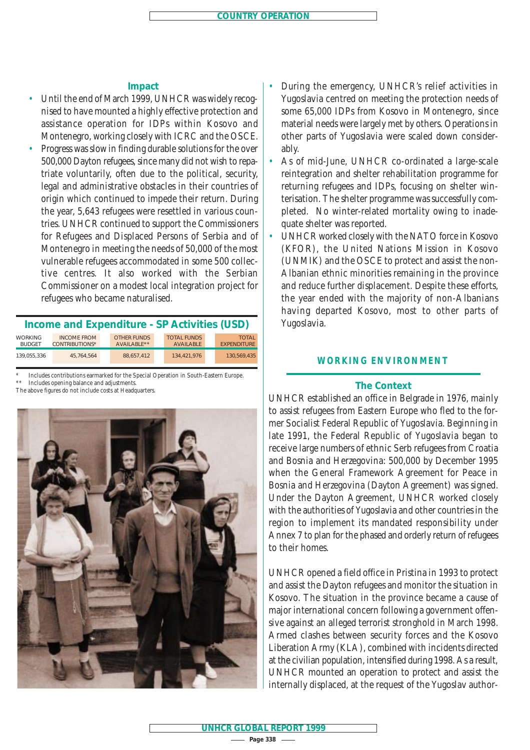### Impact

- Until the end of March 1999, UNHCR was widely recognised to have mounted a highly effective protection and assistance operation for IDPs within Kosovo and Montenegro, working closely with ICRC and the OSCE.
- Progress was slow in finding durable solutions for the over 500,000 Dayton refugees, since many did not wish to repatriate voluntarily, often due to the political, security, legal and administrative obstacles in their countries of origin which continued to impede their return. During the year, 5,643 refugees were resettled in various countries. UNHCR continued to support the Commissioners for Refugees and Displaced Persons of Serbia and of Montenegro in meeting the needs of 50,000 of the most vulnerable refugees accommodated in some 500 collective centres. It also worked with the Serbian Commissioner on a modest local integration project for refugees who became naturalised.

### Income and Expenditure - SP Activities (USD)

| WORKING BUDGET | INCOME FROM CONTRIBUTIONS* | OTHER FUNDS AVAILABLE** | TOTAL FUNDS AVAILABLE | TOTAL EXPENDITURE |
|---|---|---|---|---|
| 139,055,336 | 45,764,564 | 88,657,412 | 134,421,976 | 130,569,435 |

\* Includes contributions earmarked for the Special Operation in South-Eastern Europe.
\*\* Includes opening balance and adjustments.
The above figures do not include costs at Headquarters.

- During the emergency, UNHCR's relief activities in Yugoslavia centred on meeting the protection needs of some 65,000 IDPs from Kosovo in Montenegro, since material needs were largely met by others. Operations in other parts of Yugoslavia were scaled down considerably.
- As of mid-June, UNHCR co-ordinated a large-scale reintegration and shelter rehabilitation programme for returning refugees and IDPs, focusing on shelter winterisation. The shelter programme was successfully completed. No winter-related mortality owing to inadequate shelter was reported.
- UNHCR worked closely with the NATO force in Kosovo (KFOR), the United Nations Mission in Kosovo (UNMIK) and the OSCE to protect and assist the non-Albanian ethnic minorities remaining in the province and reduce further displacement. Despite these efforts, the year ended with the majority of non-Albanians having departed Kosovo, most to other parts of Yugoslavia.

## WORKING ENVIRONMENT

### The Context

UNHCR established an office in Belgrade in 1976, mainly to assist refugees from Eastern Europe who fled to the former Socialist Federal Republic of Yugoslavia. Beginning in late 1991, the Federal Republic of Yugoslavia began to receive large numbers of ethnic Serb refugees from Croatia and Bosnia and Herzegovina: 500,000 by December 1995 when the General Framework Agreement for Peace in Bosnia and Herzegovina (Dayton Agreement) was signed. Under the Dayton Agreement, UNHCR worked closely with the authorities of Yugoslavia and other countries in the region to implement its mandated responsibility under Annex 7 to plan for the phased and orderly return of refugees to their homes.

UNHCR opened a field office in Pristina in 1993 to protect and assist the Dayton refugees and monitor the situation in Kosovo. The situation in the province became a cause of major international concern following a government offensive against an alleged terrorist stronghold in March 1998. Armed clashes between security forces and the Kosovo Liberation Army (KLA), combined with incidents directed at the civilian population, intensified during 1998. As a result, UNHCR mounted an operation to protect and assist the internally displaced, at the request of the Yugoslav author-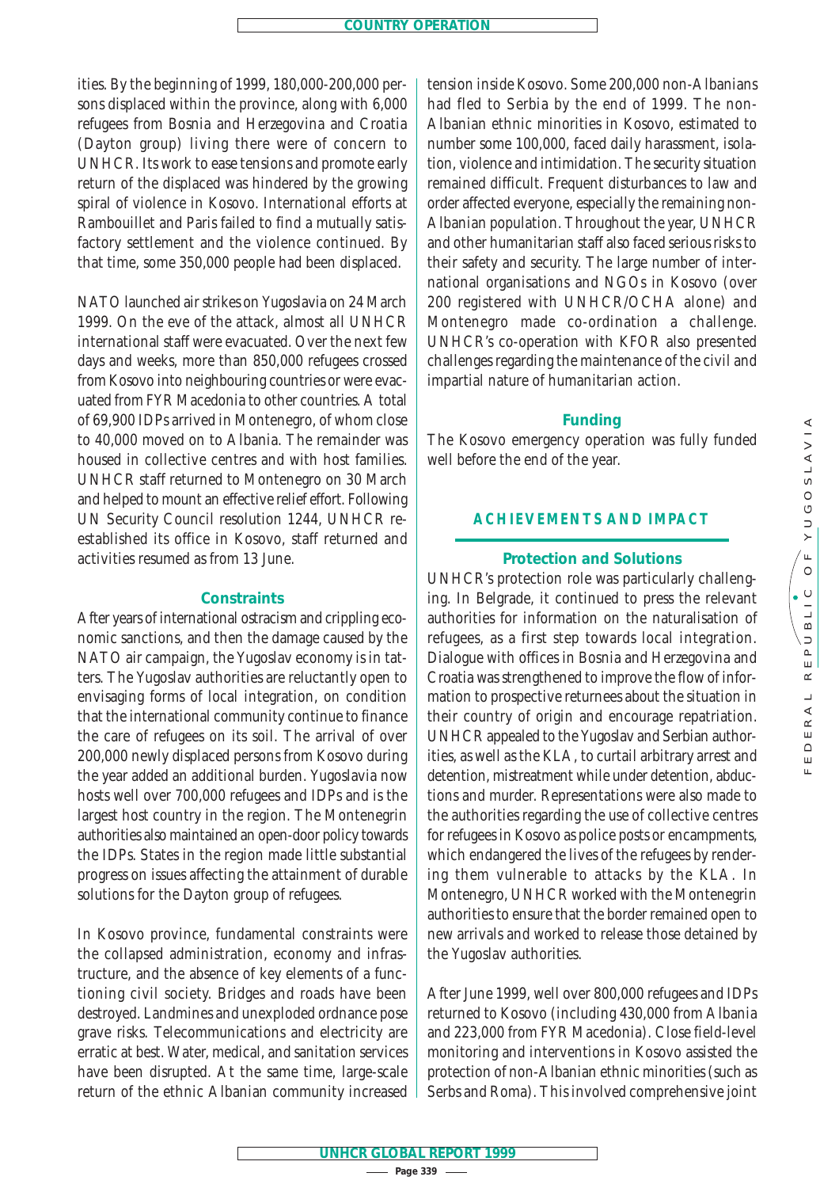ities. By the beginning of 1999, 180,000-200,000 persons displaced within the province, along with 6,000 refugees from Bosnia and Herzegovina and Croatia (Dayton group) living there were of concern to UNHCR. Its work to ease tensions and promote early return of the displaced was hindered by the growing spiral of violence in Kosovo. International efforts at Rambouillet and Paris failed to find a mutually satisfactory settlement and the violence continued. By that time, some 350,000 people had been displaced.

NATO launched air strikes on Yugoslavia on 24 March 1999. On the eve of the attack, almost all UNHCR international staff were evacuated. Over the next few days and weeks, more than 850,000 refugees crossed from Kosovo into neighbouring countries or were evacuated from FYR Macedonia to other countries. A total of 69,900 IDPs arrived in Montenegro, of whom close to 40,000 moved on to Albania. The remainder was housed in collective centres and with host families. UNHCR staff returned to Montenegro on 30 March and helped to mount an effective relief effort. Following UN Security Council resolution 1244, UNHCR re-established its office in Kosovo, staff returned and activities resumed as from 13 June.

### Constraints

After years of international ostracism and crippling economic sanctions, and then the damage caused by the NATO air campaign, the Yugoslav economy is in tatters. The Yugoslav authorities are reluctantly open to envisaging forms of local integration, on condition that the international community continue to finance the care of refugees on its soil. The arrival of over 200,000 newly displaced persons from Kosovo during the year added an additional burden. Yugoslavia now hosts well over 700,000 refugees and IDPs and is the largest host country in the region. The Montenegrin authorities also maintained an open-door policy towards the IDPs. States in the region made little substantial progress on issues affecting the attainment of durable solutions for the Dayton group of refugees.

In Kosovo province, fundamental constraints were the collapsed administration, economy and infrastructure, and the absence of key elements of a functioning civil society. Bridges and roads have been destroyed. Landmines and unexploded ordnance pose grave risks. Telecommunications and electricity are erratic at best. Water, medical, and sanitation services have been disrupted. At the same time, large-scale return of the ethnic Albanian community increased tension inside Kosovo. Some 200,000 non-Albanians had fled to Serbia by the end of 1999. The non-Albanian ethnic minorities in Kosovo, estimated to number some 100,000, faced daily harassment, isolation, violence and intimidation. The security situation remained difficult. Frequent disturbances to law and order affected everyone, especially the remaining non-Albanian population. Throughout the year, UNHCR and other humanitarian staff also faced serious risks to their safety and security. The large number of international organisations and NGOs in Kosovo (over 200 registered with UNHCR/OCHA alone) and Montenegro made co-ordination a challenge. UNHCR's co-operation with KFOR also presented challenges regarding the maintenance of the civil and impartial nature of humanitarian action.

### Funding

The Kosovo emergency operation was fully funded well before the end of the year.

## ACHIEVEMENTS AND IMPACT

### Protection and Solutions

UNHCR's protection role was particularly challenging. In Belgrade, it continued to press the relevant authorities for information on the naturalisation of refugees, as a first step towards local integration. Dialogue with offices in Bosnia and Herzegovina and Croatia was strengthened to improve the flow of information to prospective returnees about the situation in their country of origin and encourage repatriation. UNHCR appealed to the Yugoslav and Serbian authorities, as well as the KLA, to curtail arbitrary arrest and detention, mistreatment while under detention, abductions and murder. Representations were also made to the authorities regarding the use of collective centres for refugees in Kosovo as police posts or encampments, which endangered the lives of the refugees by rendering them vulnerable to attacks by the KLA. In Montenegro, UNHCR worked with the Montenegrin authorities to ensure that the border remained open to new arrivals and worked to release those detained by the Yugoslav authorities.

After June 1999, well over 800,000 refugees and IDPs returned to Kosovo (including 430,000 from Albania and 223,000 from FYR Macedonia). Close field-level monitoring and interventions in Kosovo assisted the protection of non-Albanian ethnic minorities (such as Serbs and Roma). This involved comprehensive joint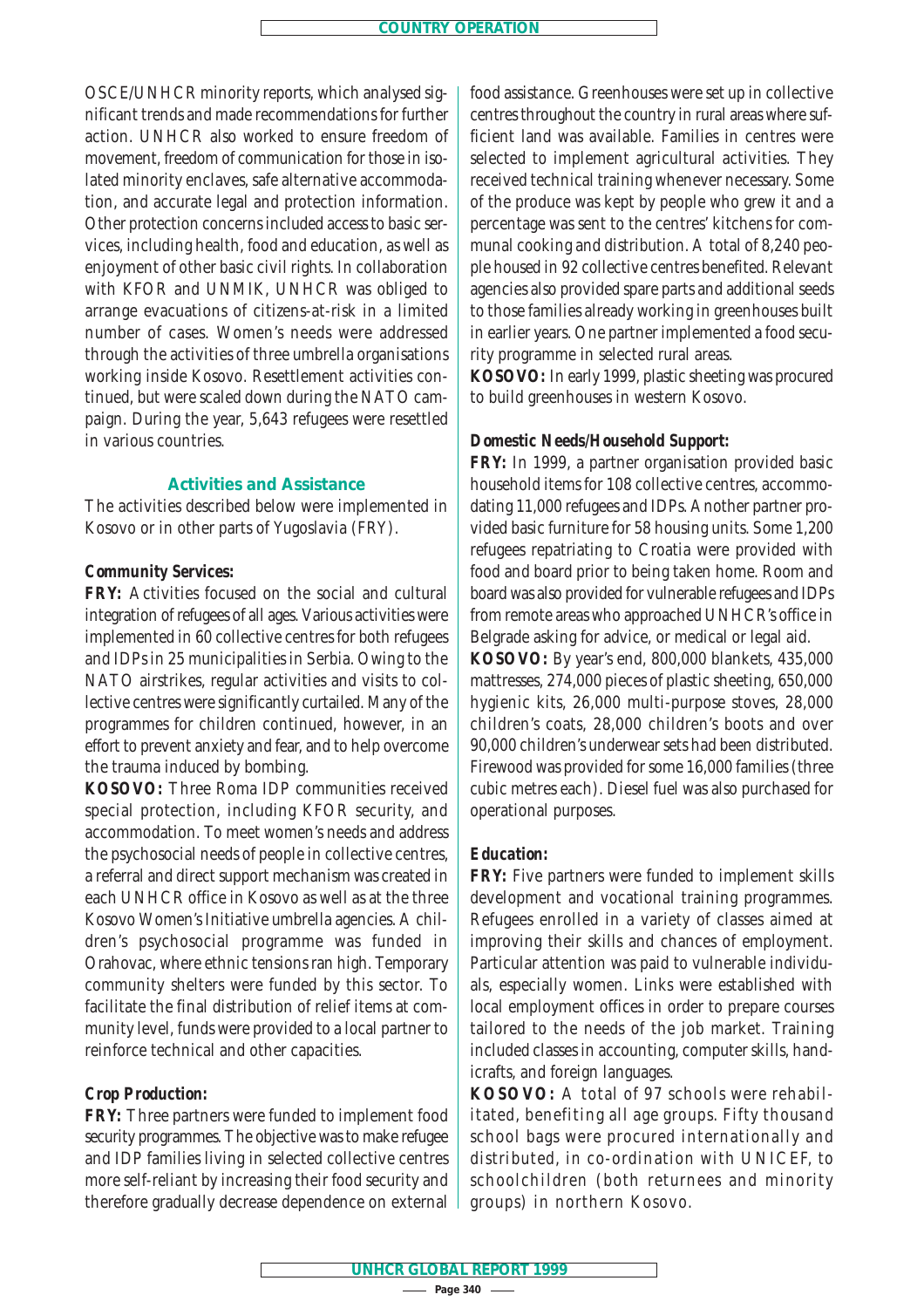OSCE/UNHCR minority reports, which analysed significant trends and made recommendations for further action. UNHCR also worked to ensure freedom of movement, freedom of communication for those in isolated minority enclaves, safe alternative accommodation, and accurate legal and protection information. Other protection concerns included access to basic services, including health, food and education, as well as enjoyment of other basic civil rights. In collaboration with KFOR and UNMIK, UNHCR was obliged to arrange evacuations of citizens-at-risk in a limited number of cases. Women's needs were addressed through the activities of three umbrella organisations working inside Kosovo. Resettlement activities continued, but were scaled down during the NATO campaign. During the year, 5,643 refugees were resettled in various countries.

## Activities and Assistance

The activities described below were implemented in Kosovo or in other parts of Yugoslavia (FRY).

**Community Services:**

**FRY:** Activities focused on the social and cultural integration of refugees of all ages. Various activities were implemented in 60 collective centres for both refugees and IDPs in 25 municipalities in Serbia. Owing to the NATO airstrikes, regular activities and visits to collective centres were significantly curtailed. Many of the programmes for children continued, however, in an effort to prevent anxiety and fear, and to help overcome the trauma induced by bombing.

**KOSOVO:** Three Roma IDP communities received special protection, including KFOR security, and accommodation. To meet women's needs and address the psychosocial needs of people in collective centres, a referral and direct support mechanism was created in each UNHCR office in Kosovo as well as at the three Kosovo Women's Initiative umbrella agencies. A children's psychosocial programme was funded in Orahovac, where ethnic tensions ran high. Temporary community shelters were funded by this sector. To facilitate the final distribution of relief items at community level, funds were provided to a local partner to reinforce technical and other capacities.

**Crop Production:**

**FRY:** Three partners were funded to implement food security programmes. The objective was to make refugee and IDP families living in selected collective centres more self-reliant by increasing their food security and therefore gradually decrease dependence on external food assistance. Greenhouses were set up in collective centres throughout the country in rural areas where sufficient land was available. Families in centres were selected to implement agricultural activities. They received technical training whenever necessary. Some of the produce was kept by people who grew it and a percentage was sent to the centres' kitchens for communal cooking and distribution. A total of 8,240 people housed in 92 collective centres benefited. Relevant agencies also provided spare parts and additional seeds to those families already working in greenhouses built in earlier years. One partner implemented a food security programme in selected rural areas.

**KOSOVO:** In early 1999, plastic sheeting was procured to build greenhouses in western Kosovo.

**Domestic Needs/Household Support:**

**FRY:** In 1999, a partner organisation provided basic household items for 108 collective centres, accommodating 11,000 refugees and IDPs. Another partner provided basic furniture for 58 housing units. Some 1,200 refugees repatriating to Croatia were provided with food and board prior to being taken home. Room and board was also provided for vulnerable refugees and IDPs from remote areas who approached UNHCR's office in Belgrade asking for advice, or medical or legal aid.

**KOSOVO:** By year's end, 800,000 blankets, 435,000 mattresses, 274,000 pieces of plastic sheeting, 650,000 hygienic kits, 26,000 multi-purpose stoves, 28,000 children's coats, 28,000 children's boots and over 90,000 children's underwear sets had been distributed. Firewood was provided for some 16,000 families (three cubic metres each). Diesel fuel was also purchased for operational purposes.

**Education:**

**FRY:** Five partners were funded to implement skills development and vocational training programmes. Refugees enrolled in a variety of classes aimed at improving their skills and chances of employment. Particular attention was paid to vulnerable individuals, especially women. Links were established with local employment offices in order to prepare courses tailored to the needs of the job market. Training included classes in accounting, computer skills, handicrafts, and foreign languages.

**KOSOVO:** A total of 97 schools were rehabilitated, benefiting all age groups. Fifty thousand school bags were procured internationally and distributed, in co-ordination with UNICEF, to schoolchildren (both returnees and minority groups) in northern Kosovo.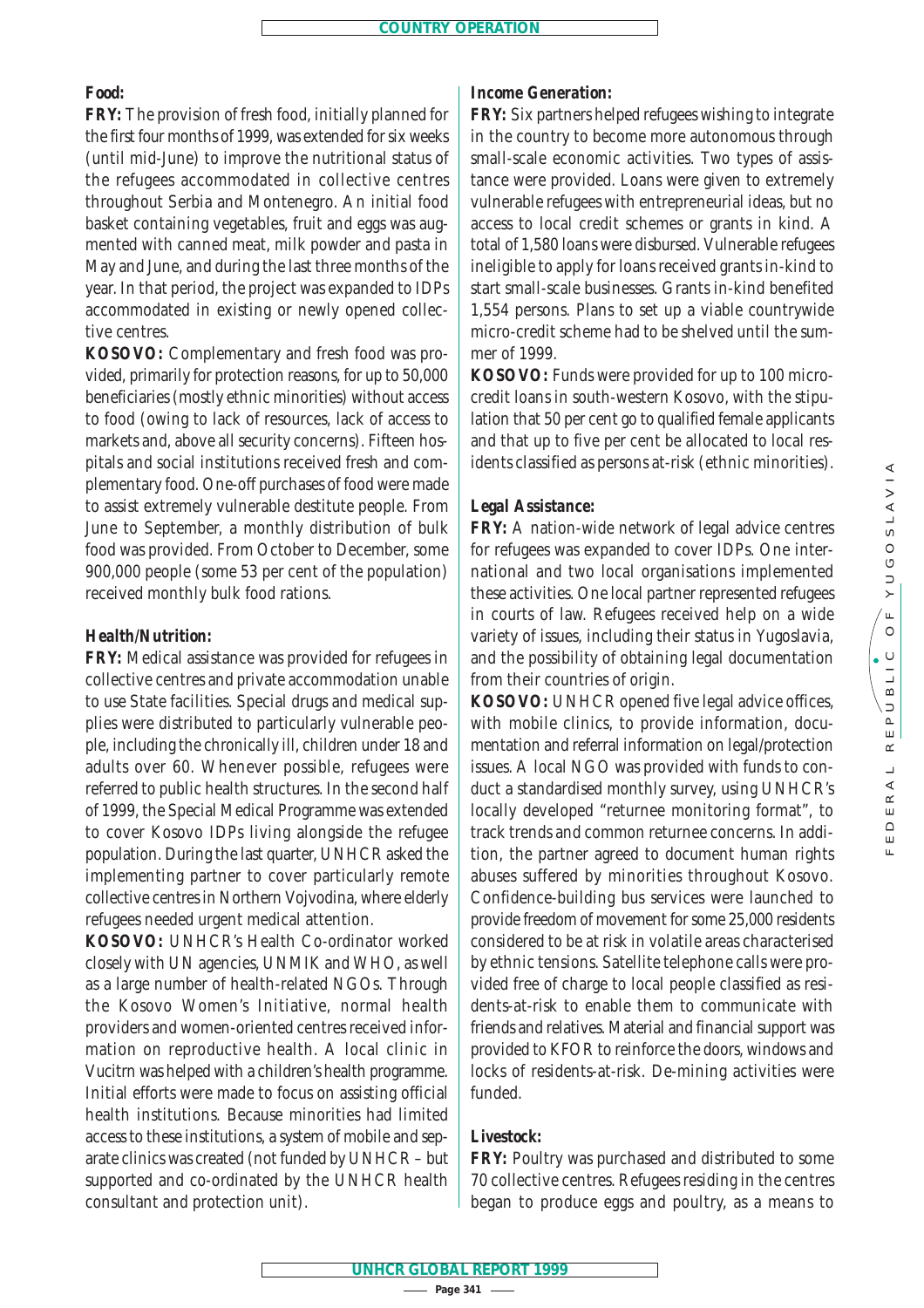**Food:**

**FRY:** The provision of fresh food, initially planned for the first four months of 1999, was extended for six weeks (until mid-June) to improve the nutritional status of the refugees accommodated in collective centres throughout Serbia and Montenegro. An initial food basket containing vegetables, fruit and eggs was augmented with canned meat, milk powder and pasta in May and June, and during the last three months of the year. In that period, the project was expanded to IDPs accommodated in existing or newly opened collective centres.

**KOSOVO:** Complementary and fresh food was provided, primarily for protection reasons, for up to 50,000 beneficiaries (mostly ethnic minorities) without access to food (owing to lack of resources, lack of access to markets and, above all security concerns). Fifteen hospitals and social institutions received fresh and complementary food. One-off purchases of food were made to assist extremely vulnerable destitute people. From June to September, a monthly distribution of bulk food was provided. From October to December, some 900,000 people (some 53 per cent of the population) received monthly bulk food rations.

**Health/Nutrition:**

**FRY:** Medical assistance was provided for refugees in collective centres and private accommodation unable to use State facilities. Special drugs and medical supplies were distributed to particularly vulnerable people, including the chronically ill, children under 18 and adults over 60. Whenever possible, refugees were referred to public health structures. In the second half of 1999, the Special Medical Programme was extended to cover Kosovo IDPs living alongside the refugee population. During the last quarter, UNHCR asked the implementing partner to cover particularly remote collective centres in Northern Vojvodina, where elderly refugees needed urgent medical attention.

**KOSOVO:** UNHCR's Health Co-ordinator worked closely with UN agencies, UNMIK and WHO, as well as a large number of health-related NGOs. Through the Kosovo Women's Initiative, normal health providers and women-oriented centres received information on reproductive health. A local clinic in Vucitrn was helped with a children's health programme. Initial efforts were made to focus on assisting official health institutions. Because minorities had limited access to these institutions, a system of mobile and separate clinics was created (not funded by UNHCR – but supported and co-ordinated by the UNHCR health consultant and protection unit).

**Income Generation:**

**FRY:** Six partners helped refugees wishing to integrate in the country to become more autonomous through small-scale economic activities. Two types of assistance were provided. Loans were given to extremely vulnerable refugees with entrepreneurial ideas, but no access to local credit schemes or grants in kind. A total of 1,580 loans were disbursed. Vulnerable refugees ineligible to apply for loans received grants in-kind to start small-scale businesses. Grants in-kind benefited 1,554 persons. Plans to set up a viable countrywide micro-credit scheme had to be shelved until the summer of 1999.

**KOSOVO:** Funds were provided for up to 100 micro-credit loans in south-western Kosovo, with the stipulation that 50 per cent go to qualified female applicants and that up to five per cent be allocated to local residents classified as persons at-risk (ethnic minorities).

**Legal Assistance:**

**FRY:** A nation-wide network of legal advice centres for refugees was expanded to cover IDPs. One international and two local organisations implemented these activities. One local partner represented refugees in courts of law. Refugees received help on a wide variety of issues, including their status in Yugoslavia, and the possibility of obtaining legal documentation from their countries of origin.

**KOSOVO:** UNHCR opened five legal advice offices, with mobile clinics, to provide information, documentation and referral information on legal/protection issues. A local NGO was provided with funds to conduct a standardised monthly survey, using UNHCR's locally developed "returnee monitoring format", to track trends and common returnee concerns. In addition, the partner agreed to document human rights abuses suffered by minorities throughout Kosovo. Confidence-building bus services were launched to provide freedom of movement for some 25,000 residents considered to be at risk in volatile areas characterised by ethnic tensions. Satellite telephone calls were provided free of charge to local people classified as residents-at-risk to enable them to communicate with friends and relatives. Material and financial support was provided to KFOR to reinforce the doors, windows and locks of residents-at-risk. De-mining activities were funded.

**Livestock:**

**FRY:** Poultry was purchased and distributed to some 70 collective centres. Refugees residing in the centres began to produce eggs and poultry, as a means to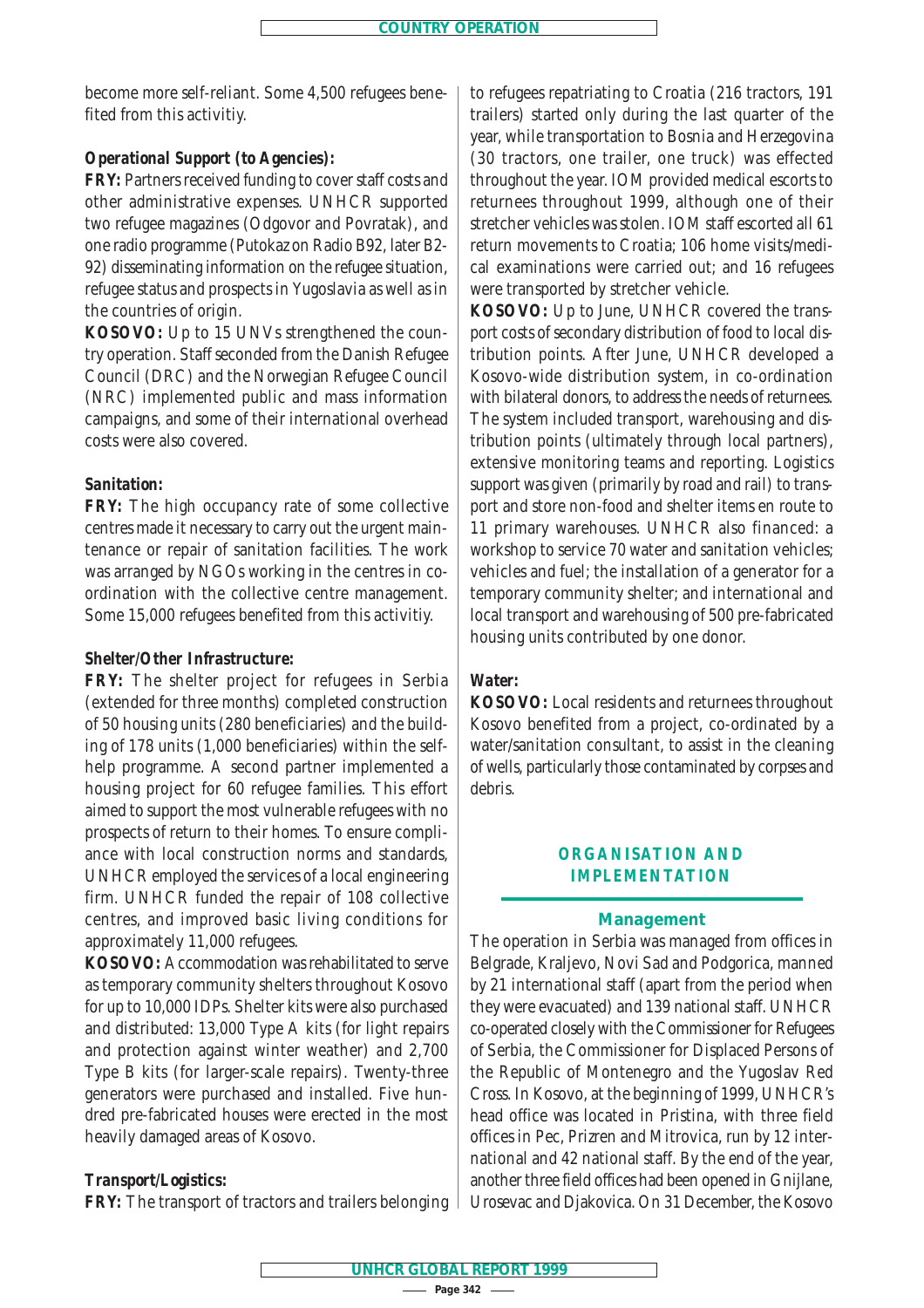become more self-reliant. Some 4,500 refugees benefited from this activitiy.

**Operational Support (to Agencies):**

**FRY:** Partners received funding to cover staff costs and other administrative expenses. UNHCR supported two refugee magazines (Odgovor and Povratak), and one radio programme (Putokaz on Radio B92, later B2-92) disseminating information on the refugee situation, refugee status and prospects in Yugoslavia as well as in the countries of origin.

**KOSOVO:** Up to 15 UNVs strengthened the country operation. Staff seconded from the Danish Refugee Council (DRC) and the Norwegian Refugee Council (NRC) implemented public and mass information campaigns, and some of their international overhead costs were also covered.

**Sanitation:**

**FRY:** The high occupancy rate of some collective centres made it necessary to carry out the urgent maintenance or repair of sanitation facilities. The work was arranged by NGOs working in the centres in co-ordination with the collective centre management. Some 15,000 refugees benefited from this activitiy.

**Shelter/Other Infrastructure:**

**FRY:** The shelter project for refugees in Serbia (extended for three months) completed construction of 50 housing units (280 beneficiaries) and the building of 178 units (1,000 beneficiaries) within the self-help programme. A second partner implemented a housing project for 60 refugee families. This effort aimed to support the most vulnerable refugees with no prospects of return to their homes. To ensure compliance with local construction norms and standards, UNHCR employed the services of a local engineering firm. UNHCR funded the repair of 108 collective centres, and improved basic living conditions for approximately 11,000 refugees.

**KOSOVO:** Accommodation was rehabilitated to serve as temporary community shelters throughout Kosovo for up to 10,000 IDPs. Shelter kits were also purchased and distributed: 13,000 Type A kits (for light repairs and protection against winter weather) and 2,700 Type B kits (for larger-scale repairs). Twenty-three generators were purchased and installed. Five hundred pre-fabricated houses were erected in the most heavily damaged areas of Kosovo.

**Transport/Logistics:**

**FRY:** The transport of tractors and trailers belonging to refugees repatriating to Croatia (216 tractors, 191 trailers) started only during the last quarter of the year, while transportation to Bosnia and Herzegovina (30 tractors, one trailer, one truck) was effected throughout the year. IOM provided medical escorts to returnees throughout 1999, although one of their stretcher vehicles was stolen. IOM staff escorted all 61 return movements to Croatia; 106 home visits/medical examinations were carried out; and 16 refugees were transported by stretcher vehicle.

**KOSOVO:** Up to June, UNHCR covered the transport costs of secondary distribution of food to local distribution points. After June, UNHCR developed a Kosovo-wide distribution system, in co-ordination with bilateral donors, to address the needs of returnees. The system included transport, warehousing and distribution points (ultimately through local partners), extensive monitoring teams and reporting. Logistics support was given (primarily by road and rail) to transport and store non-food and shelter items en route to 11 primary warehouses. UNHCR also financed: a workshop to service 70 water and sanitation vehicles; vehicles and fuel; the installation of a generator for a temporary community shelter; and international and local transport and warehousing of 500 pre-fabricated housing units contributed by one donor.

**Water:**

**KOSOVO:** Local residents and returnees throughout Kosovo benefited from a project, co-ordinated by a water/sanitation consultant, to assist in the cleaning of wells, particularly those contaminated by corpses and debris.

## ORGANISATION AND IMPLEMENTATION

### Management

The operation in Serbia was managed from offices in Belgrade, Kraljevo, Novi Sad and Podgorica, manned by 21 international staff (apart from the period when they were evacuated) and 139 national staff. UNHCR co-operated closely with the Commissioner for Refugees of Serbia, the Commissioner for Displaced Persons of the Republic of Montenegro and the Yugoslav Red Cross. In Kosovo, at the beginning of 1999, UNHCR's head office was located in Pristina, with three field offices in Pec, Prizren and Mitrovica, run by 12 international and 42 national staff. By the end of the year, another three field offices had been opened in Gnijlane, Urosevac and Djakovica. On 31 December, the Kosovo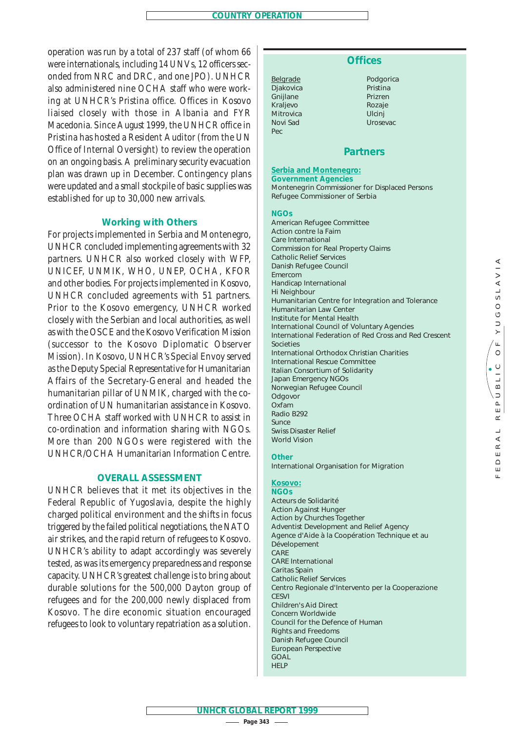operation was run by a total of 237 staff (of whom 66 were internationals, including 14 UNVs, 12 officers seconded from NRC and DRC, and one JPO). UNHCR also administered nine OCHA staff who were working at UNHCR's Pristina office. Offices in Kosovo liaised closely with those in Albania and FYR Macedonia. Since August 1999, the UNHCR office in Pristina has hosted a Resident Auditor (from the UN Office of Internal Oversight) to review the operation on an ongoing basis. A preliminary security evacuation plan was drawn up in December. Contingency plans were updated and a small stockpile of basic supplies was established for up to 30,000 new arrivals.

## Working with Others

For projects implemented in Serbia and Montenegro, UNHCR concluded implementing agreements with 32 partners. UNHCR also worked closely with WFP, UNICEF, UNMIK, WHO, UNEP, OCHA, KFOR and other bodies. For projects implemented in Kosovo, UNHCR concluded agreements with 51 partners. Prior to the Kosovo emergency, UNHCR worked closely with the Serbian and local authorities, as well as with the OSCE and the Kosovo Verification Mission (successor to the Kosovo Diplomatic Observer Mission). In Kosovo, UNHCR's Special Envoy served as the Deputy Special Representative for Humanitarian Affairs of the Secretary-General and headed the humanitarian pillar of UNMIK, charged with the co-ordination of UN humanitarian assistance in Kosovo. Three OCHA staff worked with UNHCR to assist in co-ordination and information sharing with NGOs. More than 200 NGOs were registered with the UNHCR/OCHA Humanitarian Information Centre.

## OVERALL ASSESSMENT

UNHCR believes that it met its objectives in the Federal Republic of Yugoslavia, despite the highly charged political environment and the shifts in focus triggered by the failed political negotiations, the NATO air strikes, and the rapid return of refugees to Kosovo. UNHCR's ability to adapt accordingly was severely tested, as was its emergency preparedness and response capacity. UNHCR's greatest challenge is to bring about durable solutions for the 500,000 Dayton group of refugees and for the 200,000 newly displaced from Kosovo. The dire economic situation encouraged refugees to look to voluntary repatriation as a solution.

## Offices

Belgrade
Djakovica
Gnijlane
Kraljevo
Mitrovica
Novi Sad
Pec
Podgorica
Pristina
Prizren
Rozaje
Ulcinj
Urosevac

## Partners

### Serbia and Montenegro:

**Government Agencies**

Montenegrin Commissioner for Displaced Persons
Refugee Commissioner of Serbia

**NGOs**

American Refugee Committee
Action contre la Faim
Care International
Commission for Real Property Claims
Catholic Relief Services
Danish Refugee Council
Emercom
Handicap International
Hi Neighbour
Humanitarian Centre for Integration and Tolerance
Humanitarian Law Center
Institute for Mental Health
International Council of Voluntary Agencies
International Federation of Red Cross and Red Crescent Societies
International Orthodox Christian Charities
International Rescue Committee
Italian Consortium of Solidarity
Japan Emergency NGOs
Norwegian Refugee Council
Odgovor
Oxfam
Radio B292
Sunce
Swiss Disaster Relief
World Vision

**Other**

International Organisation for Migration

### Kosovo:

**NGOs**

Acteurs de Solidarité
Action Against Hunger
Action by Churches Together
Adventist Development and Relief Agency
Agence d'Aide à la Coopération Technique et au Dévelopement
CARE
CARE International
Caritas Spain
Catholic Relief Services
Centro Regionale d'Intervento per la Cooperazione
CESVI
Children's Aid Direct
Concern Worldwide
Council for the Defence of Human Rights and Freedoms
Danish Refugee Council
European Perspective
GOAL
HELP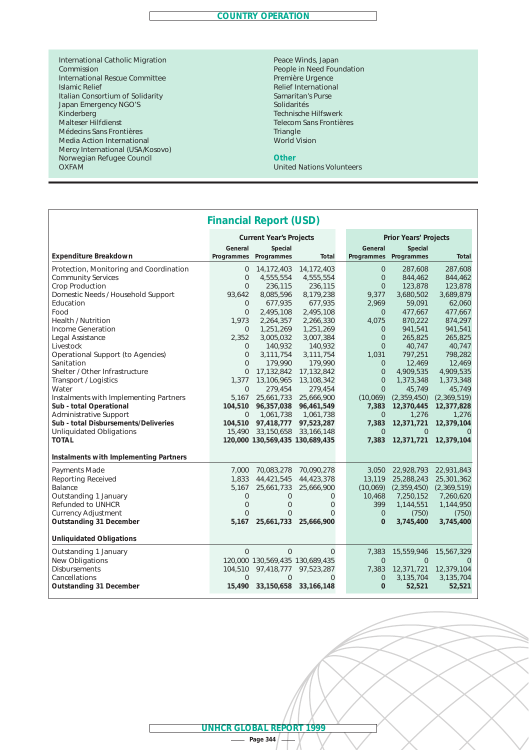International Catholic Migration Commission
International Rescue Committee
Islamic Relief
Italian Consortium of Solidarity
Japan Emergency NGO'S
Kinderberg
Malteser Hilfdienst
Médecins Sans Frontières
Media Action International
Mercy International (USA/Kosovo)
Norwegian Refugee Council
OXFAM
Peace Winds, Japan
People in Need Foundation
Première Urgence
Relief International
Samaritan's Purse
Solidarités
Technische Hilfswerk
Telecom Sans Frontières
Triangle
World Vision

**Other**

United Nations Volunteers

## Financial Report (USD)

| Expenditure Breakdown | Current Year's Projects | | | Prior Years' Projects | | |
|---|---|---|---|---|---|---|
| | General Programmes | Special Programmes | Total | General Programmes | Special Programmes | Total |
| Protection, Monitoring and Coordination | 0 | 14,172,403 | 14,172,403 | 0 | 287,608 | 287,608 |
| Community Services | 0 | 4,555,554 | 4,555,554 | 0 | 844,462 | 844,462 |
| Crop Production | 0 | 236,115 | 236,115 | 0 | 123,878 | 123,878 |
| Domestic Needs / Household Support | 93,642 | 8,085,596 | 8,179,238 | 9,377 | 3,680,502 | 3,689,879 |
| Education | 0 | 677,935 | 677,935 | 2,969 | 59,091 | 62,060 |
| Food | 0 | 2,495,108 | 2,495,108 | 0 | 477,667 | 477,667 |
| Health / Nutrition | 1,973 | 2,264,357 | 2,266,330 | 4,075 | 870,222 | 874,297 |
| Income Generation | 0 | 1,251,269 | 1,251,269 | 0 | 941,541 | 941,541 |
| Legal Assistance | 2,352 | 3,005,032 | 3,007,384 | 0 | 265,825 | 265,825 |
| Livestock | 0 | 140,932 | 140,932 | 0 | 40,747 | 40,747 |
| Operational Support (to Agencies) | 0 | 3,111,754 | 3,111,754 | 1,031 | 797,251 | 798,282 |
| Sanitation | 0 | 179,990 | 179,990 | 0 | 12,469 | 12,469 |
| Shelter / Other Infrastructure | 0 | 17,132,842 | 17,132,842 | 0 | 4,909,535 | 4,909,535 |
| Transport / Logistics | 1,377 | 13,106,965 | 13,108,342 | 0 | 1,373,348 | 1,373,348 |
| Water | 0 | 279,454 | 279,454 | 0 | 45,749 | 45,749 |
| Instalments with Implementing Partners | 5,167 | 25,661,733 | 25,666,900 | (10,069) | (2,359,450) | (2,369,519) |
| **Sub - total Operational** | **104,510** | **96,357,038** | **96,461,549** | **7,383** | **12,370,445** | **12,377,828** |
| Administrative Support | 0 | 1,061,738 | 1,061,738 | 0 | 1,276 | 1,276 |
| **Sub - total Disbursements/Deliveries** | **104,510** | **97,418,777** | **97,523,287** | **7,383** | **12,371,721** | **12,379,104** |
| Unliquidated Obligations | 15,490 | 33,150,658 | 33,166,148 | 0 | 0 | 0 |
| **TOTAL** | **120,000** | **130,569,435** | **130,689,435** | **7,383** | **12,371,721** | **12,379,104** |
| **Instalments with Implementing Partners** | | | | | | |
| Payments Made | 7,000 | 70,083,278 | 70,090,278 | 3,050 | 22,928,793 | 22,931,843 |
| Reporting Received | 1,833 | 44,421,545 | 44,423,378 | 13,119 | 25,288,243 | 25,301,362 |
| Balance | 5,167 | 25,661,733 | 25,666,900 | (10,069) | (2,359,450) | (2,369,519) |
| Outstanding 1 January | 0 | 0 | 0 | 10,468 | 7,250,152 | 7,260,620 |
| Refunded to UNHCR | 0 | 0 | 0 | 399 | 1,144,551 | 1,144,950 |
| Currency Adjustment | 0 | 0 | 0 | 0 | (750) | (750) |
| **Outstanding 31 December** | **5,167** | **25,661,733** | **25,666,900** | **0** | **3,745,400** | **3,745,400** |
| **Unliquidated Obligations** | | | | | | |
| Outstanding 1 January | 0 | 0 | 0 | 7,383 | 15,559,946 | 15,567,329 |
| New Obligations | 120,000 | 130,569,435 | 130,689,435 | 0 | 0 | 0 |
| Disbursements | 104,510 | 97,418,777 | 97,523,287 | 7,383 | 12,371,721 | 12,379,104 |
| Cancellations | 0 | 0 | 0 | 0 | 3,135,704 | 3,135,704 |
| **Outstanding 31 December** | **15,490** | **33,150,658** | **33,166,148** | **0** | **52,521** | **52,521** |